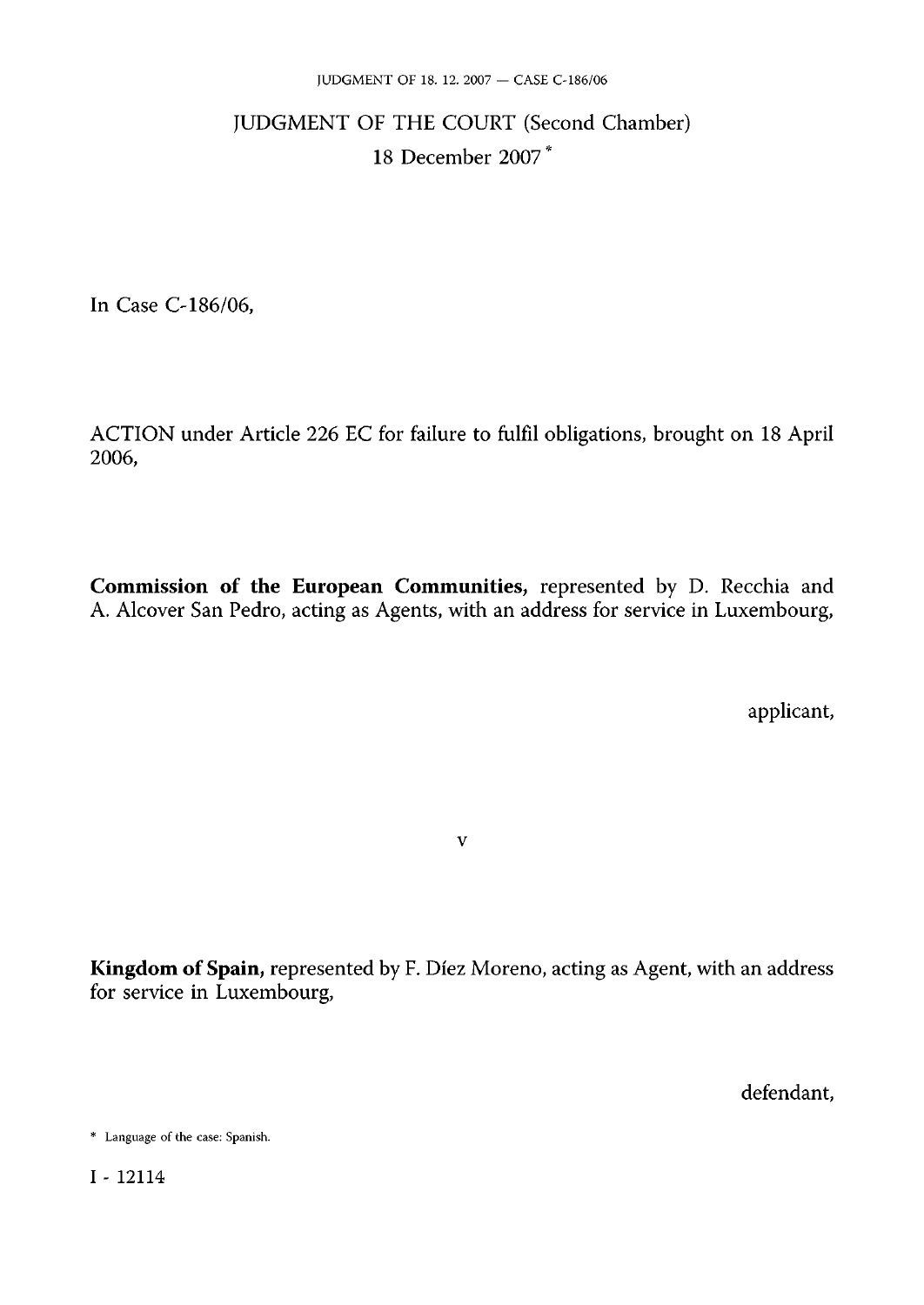# JUDGMENT OF THE COURT (Second Chamber)

18 December 2007 *

In Case C-186/06,

ACTION under Article 226 EC for failure to fulfil obligations, brought on 18 April 2006,

**Commission of the European Communities,** represented by D. Recchia and A. Alcover San Pedro, acting as Agents, with an address for service in Luxembourg,

applicant,

v

**Kingdom of Spain,** represented by F. Díez Moreno, acting as Agent, with an address for service in Luxembourg,

defendant,

* Language of the case: Spanish.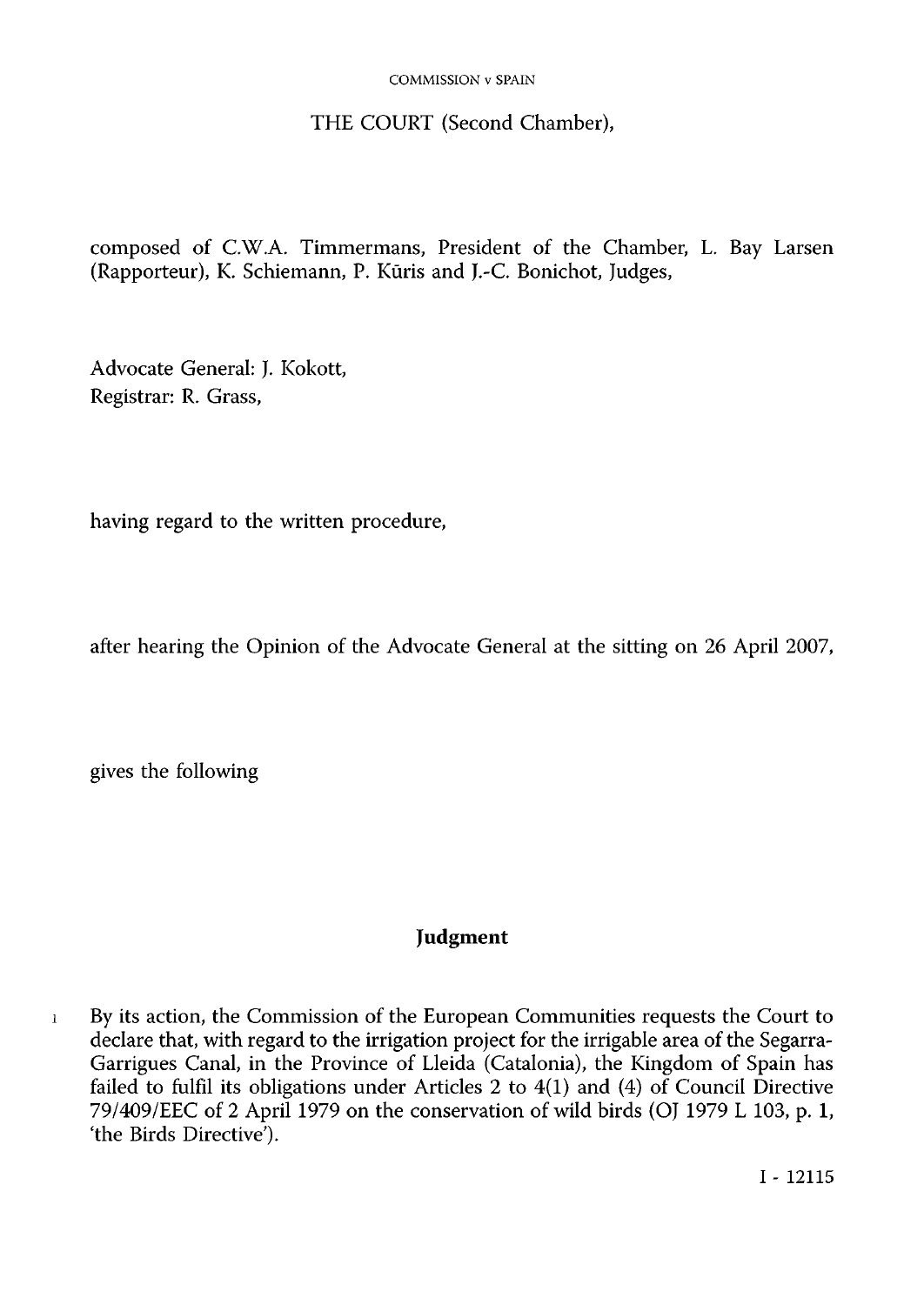THE COURT (Second Chamber),

composed of C.W.A. Timmermans, President of the Chamber, L. Bay Larsen (Rapporteur), K. Schiemann, P. Kūris and J.-C. Bonichot, Judges,

Advocate General: J. Kokott,
Registrar: R. Grass,

having regard to the written procedure,

after hearing the Opinion of the Advocate General at the sitting on 26 April 2007,

gives the following

## Judgment

1 By its action, the Commission of the European Communities requests the Court to declare that, with regard to the irrigation project for the irrigable area of the Segarra-Garrigues Canal, in the Province of Lleida (Catalonia), the Kingdom of Spain has failed to fulfil its obligations under Articles 2 to 4(1) and (4) of Council Directive 79/409/EEC of 2 April 1979 on the conservation of wild birds (OJ 1979 L 103, p. 1, 'the Birds Directive').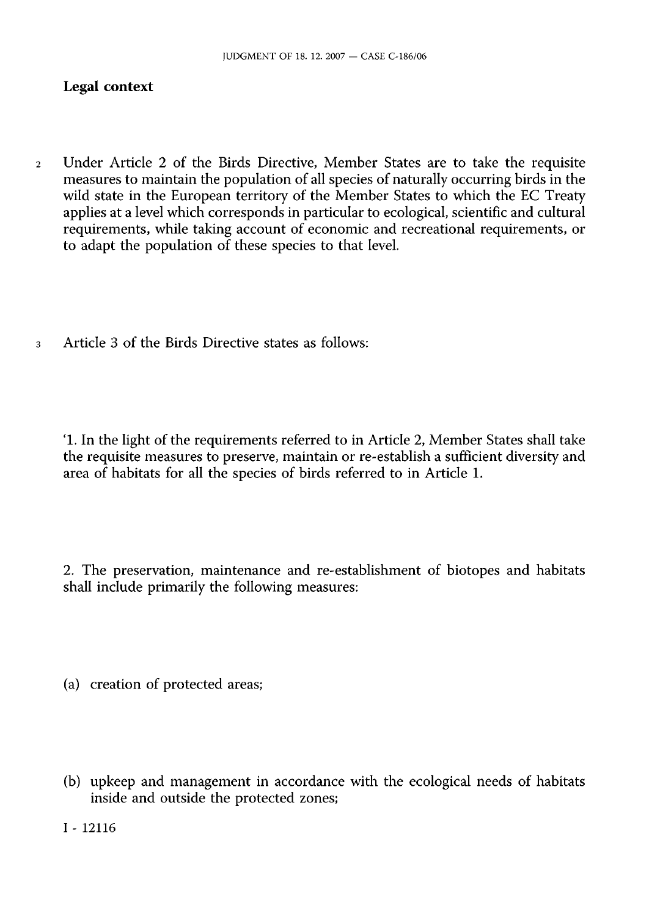## Legal context

2 Under Article 2 of the Birds Directive, Member States are to take the requisite measures to maintain the population of all species of naturally occurring birds in the wild state in the European territory of the Member States to which the EC Treaty applies at a level which corresponds in particular to ecological, scientific and cultural requirements, while taking account of economic and recreational requirements, or to adapt the population of these species to that level.

3 Article 3 of the Birds Directive states as follows:

'1. In the light of the requirements referred to in Article 2, Member States shall take the requisite measures to preserve, maintain or re-establish a sufficient diversity and area of habitats for all the species of birds referred to in Article 1.

2. The preservation, maintenance and re-establishment of biotopes and habitats shall include primarily the following measures:

(a) creation of protected areas;

(b) upkeep and management in accordance with the ecological needs of habitats inside and outside the protected zones;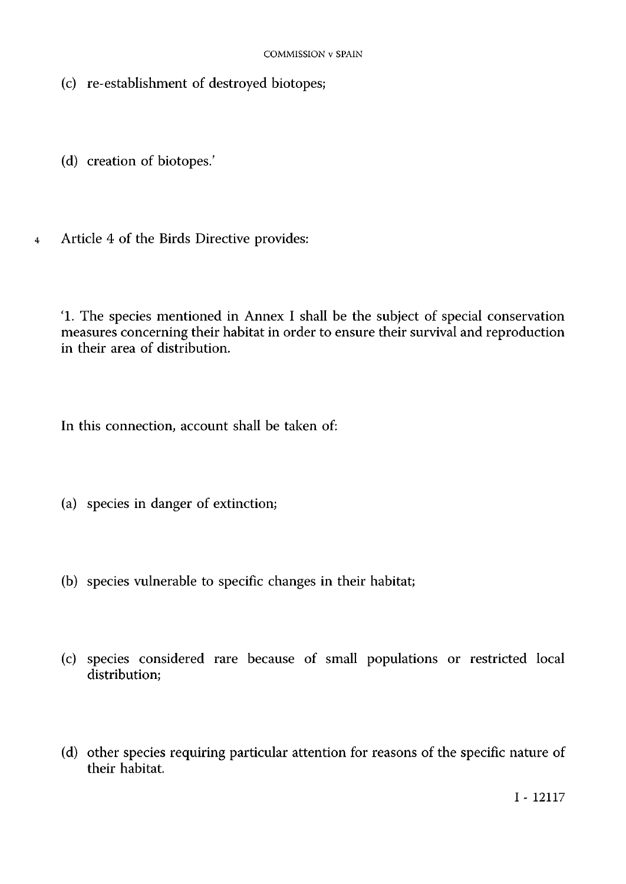(c) re-establishment of destroyed biotopes;

(d) creation of biotopes.'

4 Article 4 of the Birds Directive provides:

'1. The species mentioned in Annex I shall be the subject of special conservation measures concerning their habitat in order to ensure their survival and reproduction in their area of distribution.

In this connection, account shall be taken of:

(a) species in danger of extinction;

(b) species vulnerable to specific changes in their habitat;

(c) species considered rare because of small populations or restricted local distribution;

(d) other species requiring particular attention for reasons of the specific nature of their habitat.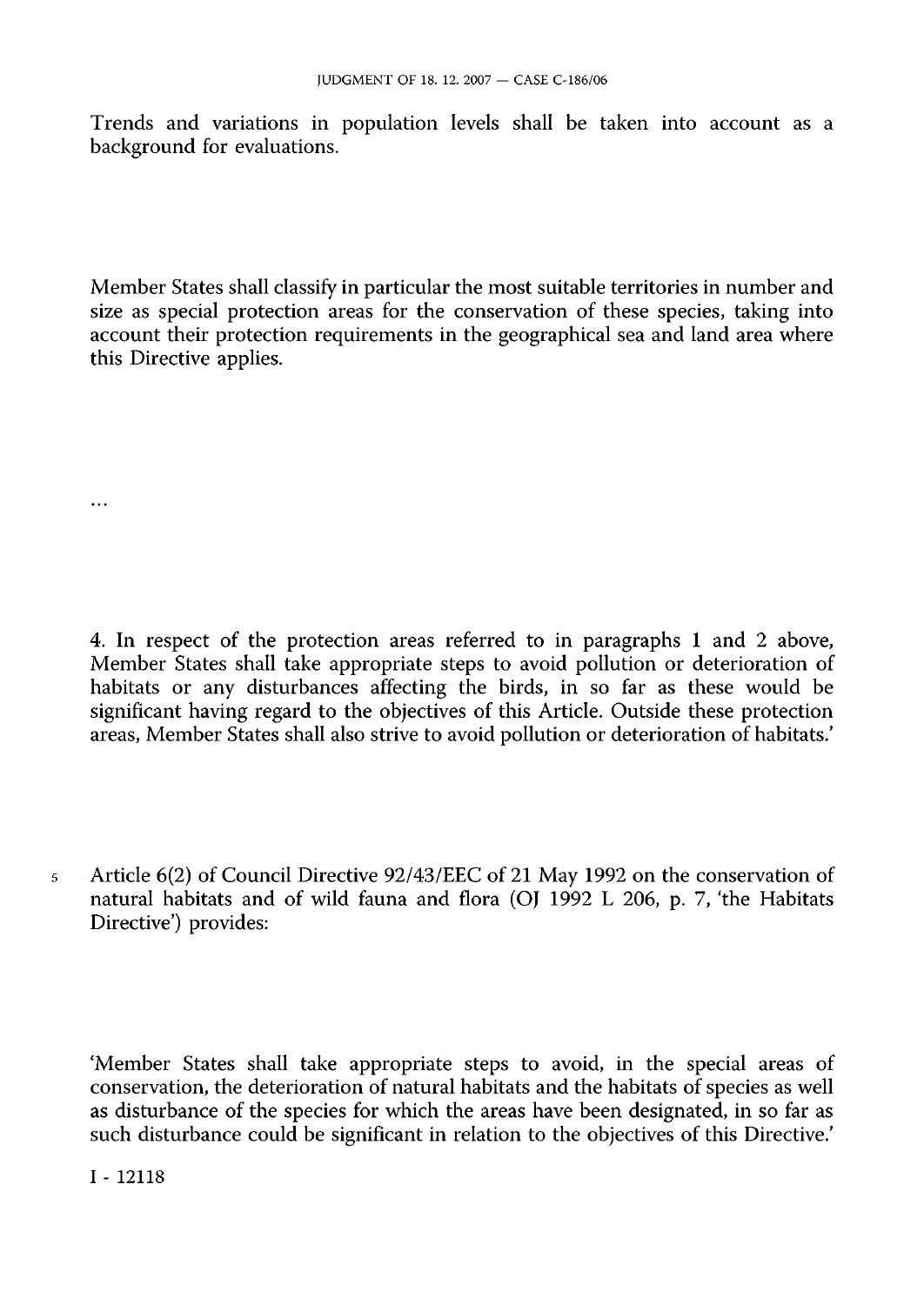Trends and variations in population levels shall be taken into account as a background for evaluations.

Member States shall classify in particular the most suitable territories in number and size as special protection areas for the conservation of these species, taking into account their protection requirements in the geographical sea and land area where this Directive applies.

...

4. In respect of the protection areas referred to in paragraphs 1 and 2 above, Member States shall take appropriate steps to avoid pollution or deterioration of habitats or any disturbances affecting the birds, in so far as these would be significant having regard to the objectives of this Article. Outside these protection areas, Member States shall also strive to avoid pollution or deterioration of habitats.'

5 Article 6(2) of Council Directive 92/43/EEC of 21 May 1992 on the conservation of natural habitats and of wild fauna and flora (OJ 1992 L 206, p. 7, 'the Habitats Directive') provides:

'Member States shall take appropriate steps to avoid, in the special areas of conservation, the deterioration of natural habitats and the habitats of species as well as disturbance of the species for which the areas have been designated, in so far as such disturbance could be significant in relation to the objectives of this Directive.'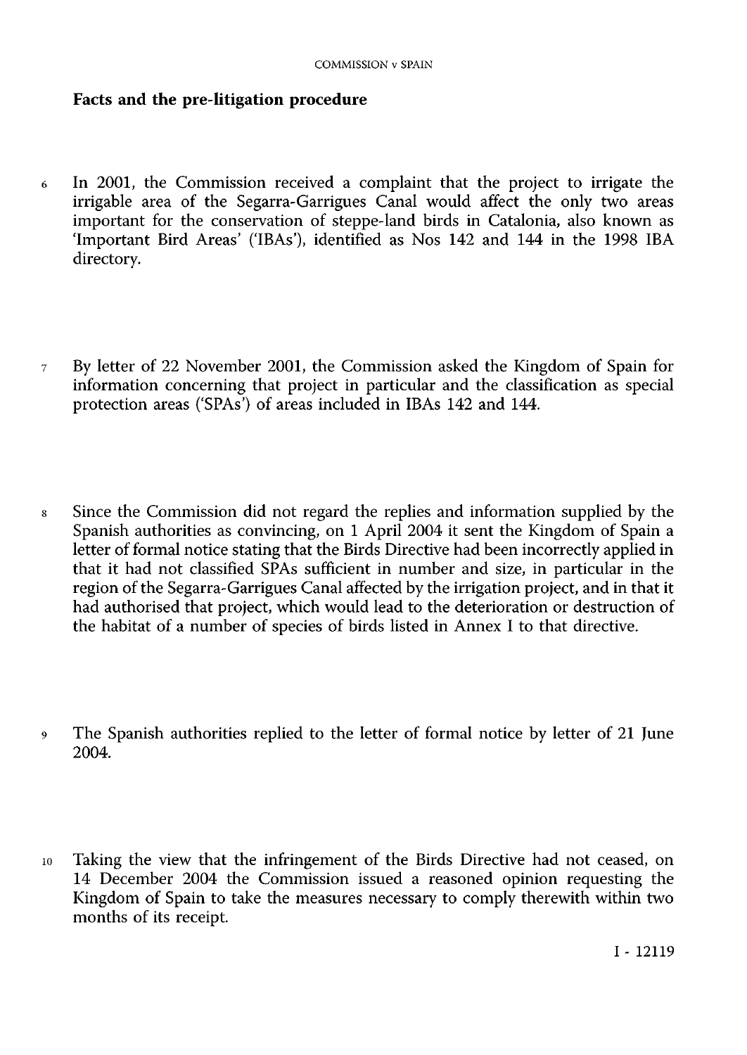## Facts and the pre-litigation procedure

6 In 2001, the Commission received a complaint that the project to irrigate the irrigable area of the Segarra-Garrigues Canal would affect the only two areas important for the conservation of steppe-land birds in Catalonia, also known as 'Important Bird Areas' ('IBAs'), identified as Nos 142 and 144 in the 1998 IBA directory.

7 By letter of 22 November 2001, the Commission asked the Kingdom of Spain for information concerning that project in particular and the classification as special protection areas ('SPAs') of areas included in IBAs 142 and 144.

8 Since the Commission did not regard the replies and information supplied by the Spanish authorities as convincing, on 1 April 2004 it sent the Kingdom of Spain a letter of formal notice stating that the Birds Directive had been incorrectly applied in that it had not classified SPAs sufficient in number and size, in particular in the region of the Segarra-Garrigues Canal affected by the irrigation project, and in that it had authorised that project, which would lead to the deterioration or destruction of the habitat of a number of species of birds listed in Annex I to that directive.

9 The Spanish authorities replied to the letter of formal notice by letter of 21 June 2004.

10 Taking the view that the infringement of the Birds Directive had not ceased, on 14 December 2004 the Commission issued a reasoned opinion requesting the Kingdom of Spain to take the measures necessary to comply therewith within two months of its receipt.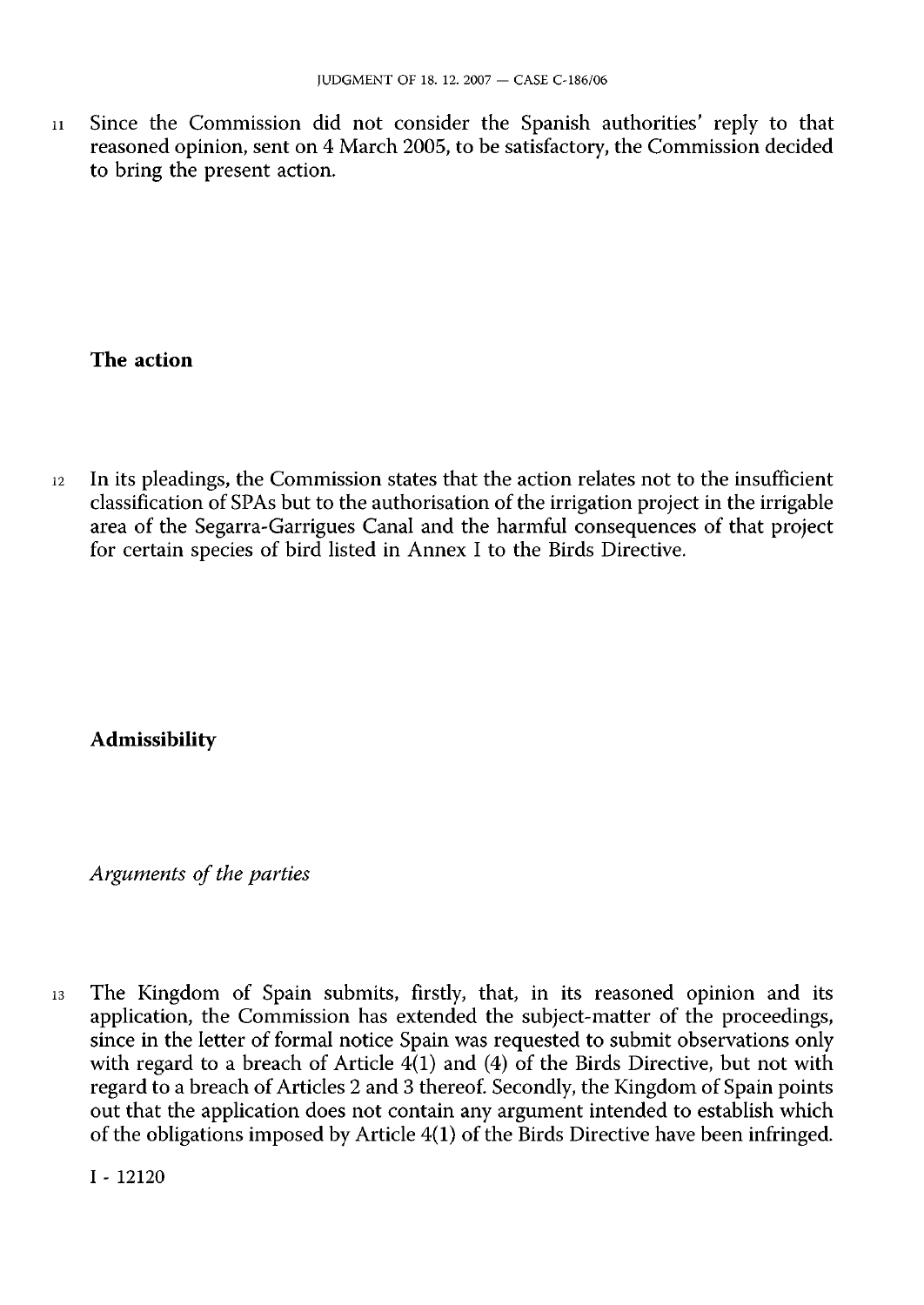11 Since the Commission did not consider the Spanish authorities' reply to that reasoned opinion, sent on 4 March 2005, to be satisfactory, the Commission decided to bring the present action.

## The action

12 In its pleadings, the Commission states that the action relates not to the insufficient classification of SPAs but to the authorisation of the irrigation project in the irrigable area of the Segarra-Garrigues Canal and the harmful consequences of that project for certain species of bird listed in Annex I to the Birds Directive.

### Admissibility

*Arguments of the parties*

13 The Kingdom of Spain submits, firstly, that, in its reasoned opinion and its application, the Commission has extended the subject-matter of the proceedings, since in the letter of formal notice Spain was requested to submit observations only with regard to a breach of Article 4(1) and (4) of the Birds Directive, but not with regard to a breach of Articles 2 and 3 thereof. Secondly, the Kingdom of Spain points out that the application does not contain any argument intended to establish which of the obligations imposed by Article 4(1) of the Birds Directive have been infringed.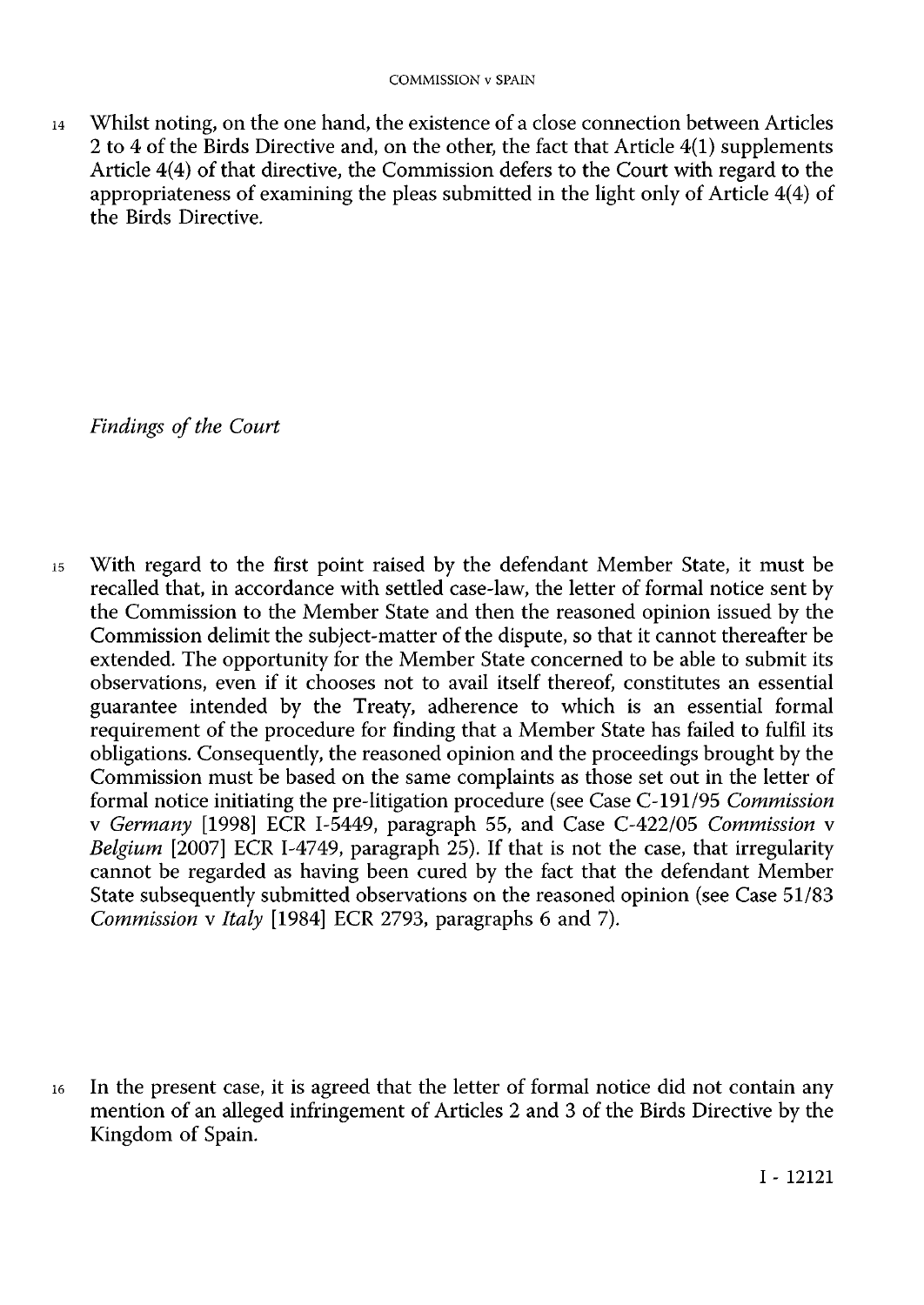14 Whilst noting, on the one hand, the existence of a close connection between Articles 2 to 4 of the Birds Directive and, on the other, the fact that Article 4(1) supplements Article 4(4) of that directive, the Commission defers to the Court with regard to the appropriateness of examining the pleas submitted in the light only of Article 4(4) of the Birds Directive.

*Findings of the Court*

15 With regard to the first point raised by the defendant Member State, it must be recalled that, in accordance with settled case-law, the letter of formal notice sent by the Commission to the Member State and then the reasoned opinion issued by the Commission delimit the subject-matter of the dispute, so that it cannot thereafter be extended. The opportunity for the Member State concerned to be able to submit its observations, even if it chooses not to avail itself thereof, constitutes an essential guarantee intended by the Treaty, adherence to which is an essential formal requirement of the procedure for finding that a Member State has failed to fulfil its obligations. Consequently, the reasoned opinion and the proceedings brought by the Commission must be based on the same complaints as those set out in the letter of formal notice initiating the pre-litigation procedure (see Case C-191/95 *Commission* v *Germany* [1998] ECR I-5449, paragraph 55, and Case C-422/05 *Commission* v *Belgium* [2007] ECR I-4749, paragraph 25). If that is not the case, that irregularity cannot be regarded as having been cured by the fact that the defendant Member State subsequently submitted observations on the reasoned opinion (see Case 51/83 *Commission* v *Italy* [1984] ECR 2793, paragraphs 6 and 7).

16 In the present case, it is agreed that the letter of formal notice did not contain any mention of an alleged infringement of Articles 2 and 3 of the Birds Directive by the Kingdom of Spain.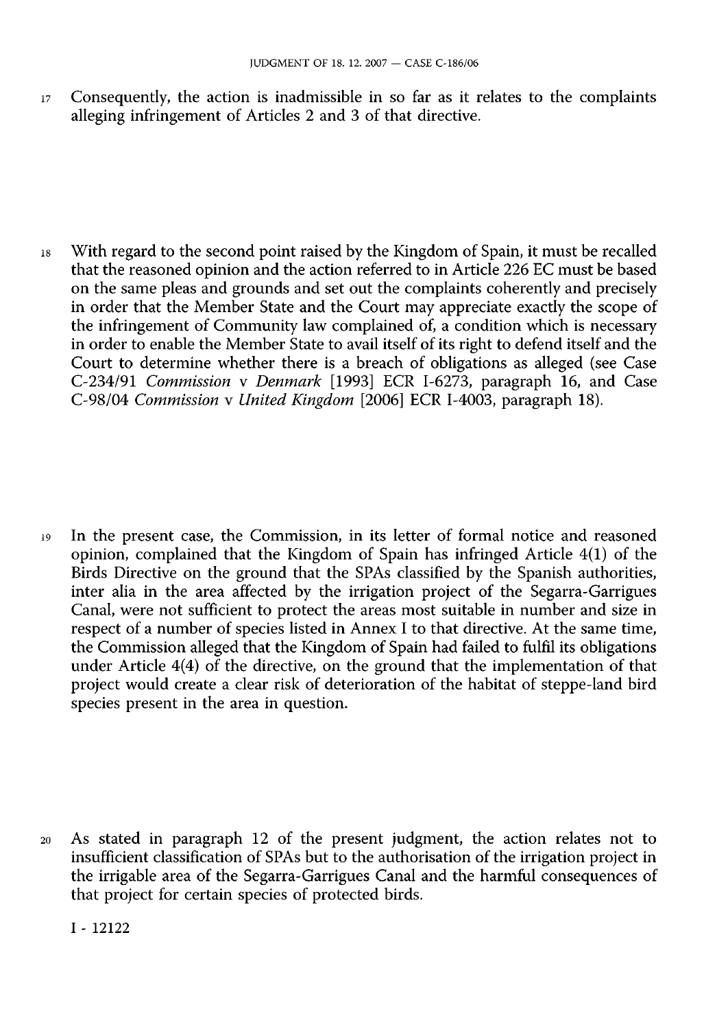17 Consequently, the action is inadmissible in so far as it relates to the complaints alleging infringement of Articles 2 and 3 of that directive.

18 With regard to the second point raised by the Kingdom of Spain, it must be recalled that the reasoned opinion and the action referred to in Article 226 EC must be based on the same pleas and grounds and set out the complaints coherently and precisely in order that the Member State and the Court may appreciate exactly the scope of the infringement of Community law complained of, a condition which is necessary in order to enable the Member State to avail itself of its right to defend itself and the Court to determine whether there is a breach of obligations as alleged (see Case C-234/91 *Commission* v *Denmark* [1993] ECR I-6273, paragraph 16, and Case C-98/04 *Commission* v *United Kingdom* [2006] ECR I-4003, paragraph 18).

19 In the present case, the Commission, in its letter of formal notice and reasoned opinion, complained that the Kingdom of Spain has infringed Article 4(1) of the Birds Directive on the ground that the SPAs classified by the Spanish authorities, inter alia in the area affected by the irrigation project of the Segarra-Garrigues Canal, were not sufficient to protect the areas most suitable in number and size in respect of a number of species listed in Annex I to that directive. At the same time, the Commission alleged that the Kingdom of Spain had failed to fulfil its obligations under Article 4(4) of the directive, on the ground that the implementation of that project would create a clear risk of deterioration of the habitat of steppe-land bird species present in the area in question.

20 As stated in paragraph 12 of the present judgment, the action relates not to insufficient classification of SPAs but to the authorisation of the irrigation project in the irrigable area of the Segarra-Garrigues Canal and the harmful consequences of that project for certain species of protected birds.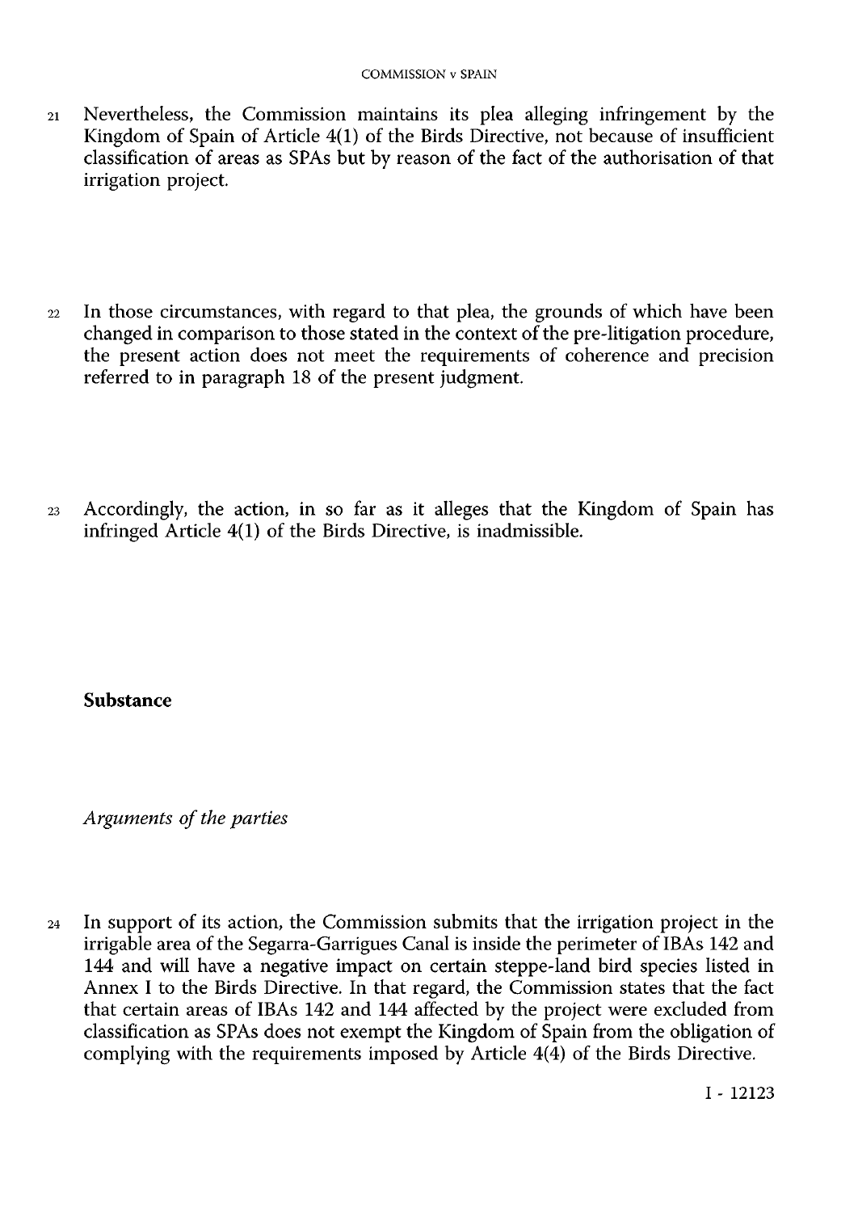21 Nevertheless, the Commission maintains its plea alleging infringement by the Kingdom of Spain of Article 4(1) of the Birds Directive, not because of insufficient classification of areas as SPAs but by reason of the fact of the authorisation of that irrigation project.

22 In those circumstances, with regard to that plea, the grounds of which have been changed in comparison to those stated in the context of the pre-litigation procedure, the present action does not meet the requirements of coherence and precision referred to in paragraph 18 of the present judgment.

23 Accordingly, the action, in so far as it alleges that the Kingdom of Spain has infringed Article 4(1) of the Birds Directive, is inadmissible.

**Substance**

*Arguments of the parties*

24 In support of its action, the Commission submits that the irrigation project in the irrigable area of the Segarra-Garrigues Canal is inside the perimeter of IBAs 142 and 144 and will have a negative impact on certain steppe-land bird species listed in Annex I to the Birds Directive. In that regard, the Commission states that the fact that certain areas of IBAs 142 and 144 affected by the project were excluded from classification as SPAs does not exempt the Kingdom of Spain from the obligation of complying with the requirements imposed by Article 4(4) of the Birds Directive.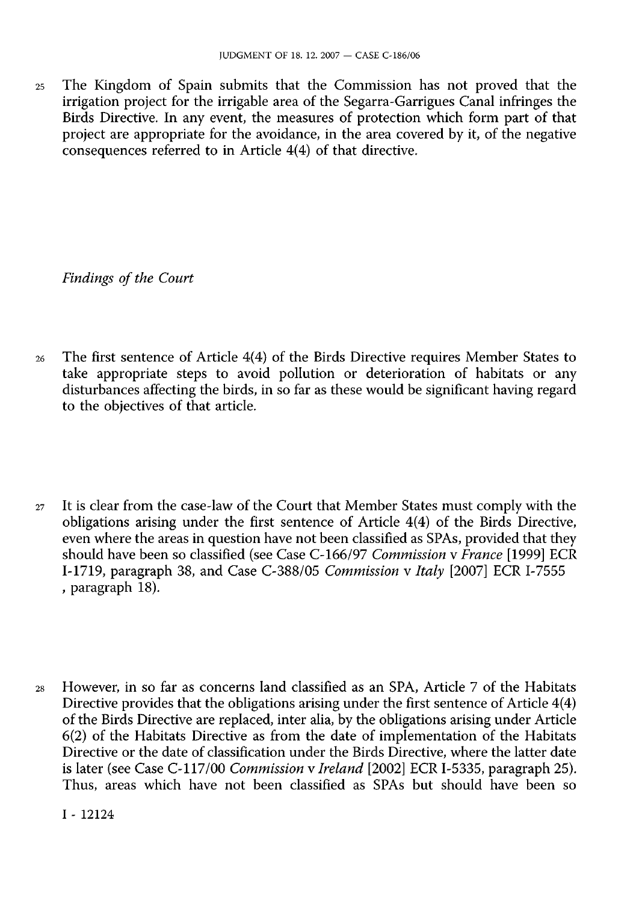25 The Kingdom of Spain submits that the Commission has not proved that the irrigation project for the irrigable area of the Segarra-Garrigues Canal infringes the Birds Directive. In any event, the measures of protection which form part of that project are appropriate for the avoidance, in the area covered by it, of the negative consequences referred to in Article 4(4) of that directive.

*Findings of the Court*

26 The first sentence of Article 4(4) of the Birds Directive requires Member States to take appropriate steps to avoid pollution or deterioration of habitats or any disturbances affecting the birds, in so far as these would be significant having regard to the objectives of that article.

27 It is clear from the case-law of the Court that Member States must comply with the obligations arising under the first sentence of Article 4(4) of the Birds Directive, even where the areas in question have not been classified as SPAs, provided that they should have been so classified (see Case C-166/97 *Commission* v *France* [1999] ECR I-1719, paragraph 38, and Case C-388/05 *Commission* v *Italy* [2007] ECR I-7555, paragraph 18).

28 However, in so far as concerns land classified as an SPA, Article 7 of the Habitats Directive provides that the obligations arising under the first sentence of Article 4(4) of the Birds Directive are replaced, inter alia, by the obligations arising under Article 6(2) of the Habitats Directive as from the date of implementation of the Habitats Directive or the date of classification under the Birds Directive, where the latter date is later (see Case C-117/00 *Commission* v *Ireland* [2002] ECR I-5335, paragraph 25). Thus, areas which have not been classified as SPAs but should have been so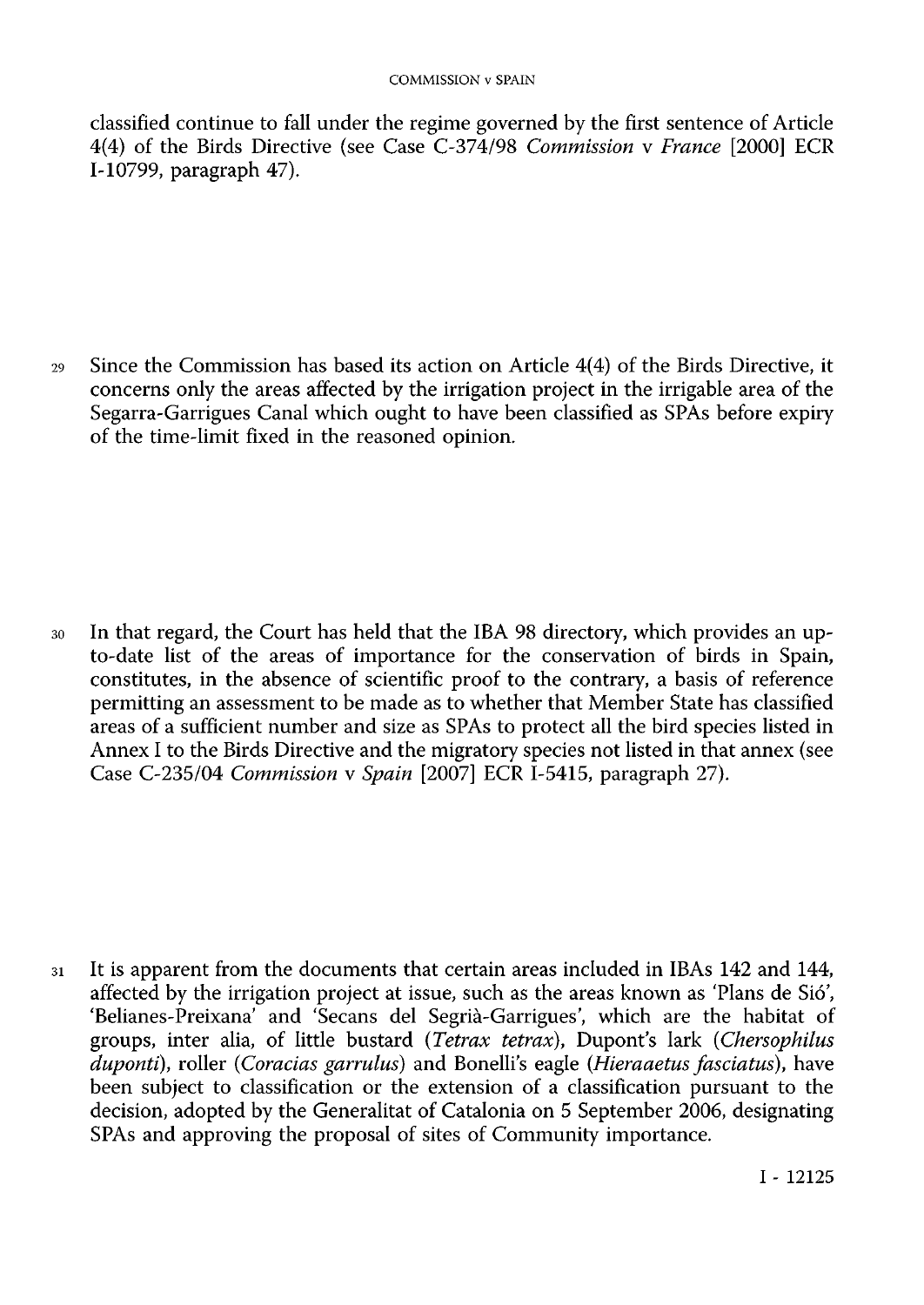classified continue to fall under the regime governed by the first sentence of Article 4(4) of the Birds Directive (see Case C-374/98 *Commission* v *France* [2000] ECR I-10799, paragraph 47).

29 Since the Commission has based its action on Article 4(4) of the Birds Directive, it concerns only the areas affected by the irrigation project in the irrigable area of the Segarra-Garrigues Canal which ought to have been classified as SPAs before expiry of the time-limit fixed in the reasoned opinion.

30 In that regard, the Court has held that the IBA 98 directory, which provides an up-to-date list of the areas of importance for the conservation of birds in Spain, constitutes, in the absence of scientific proof to the contrary, a basis of reference permitting an assessment to be made as to whether that Member State has classified areas of a sufficient number and size as SPAs to protect all the bird species listed in Annex I to the Birds Directive and the migratory species not listed in that annex (see Case C-235/04 *Commission* v *Spain* [2007] ECR I-5415, paragraph 27).

31 It is apparent from the documents that certain areas included in IBAs 142 and 144, affected by the irrigation project at issue, such as the areas known as 'Plans de Sió', 'Belianes-Preixana' and 'Secans del Segrià-Garrigues', which are the habitat of groups, inter alia, of little bustard (*Tetrax tetrax*), Dupont's lark (*Chersophilus duponti*), roller (*Coracias garrulus*) and Bonelli's eagle (*Hieraaetus fasciatus*), have been subject to classification or the extension of a classification pursuant to the decision, adopted by the Generalitat of Catalonia on 5 September 2006, designating SPAs and approving the proposal of sites of Community importance.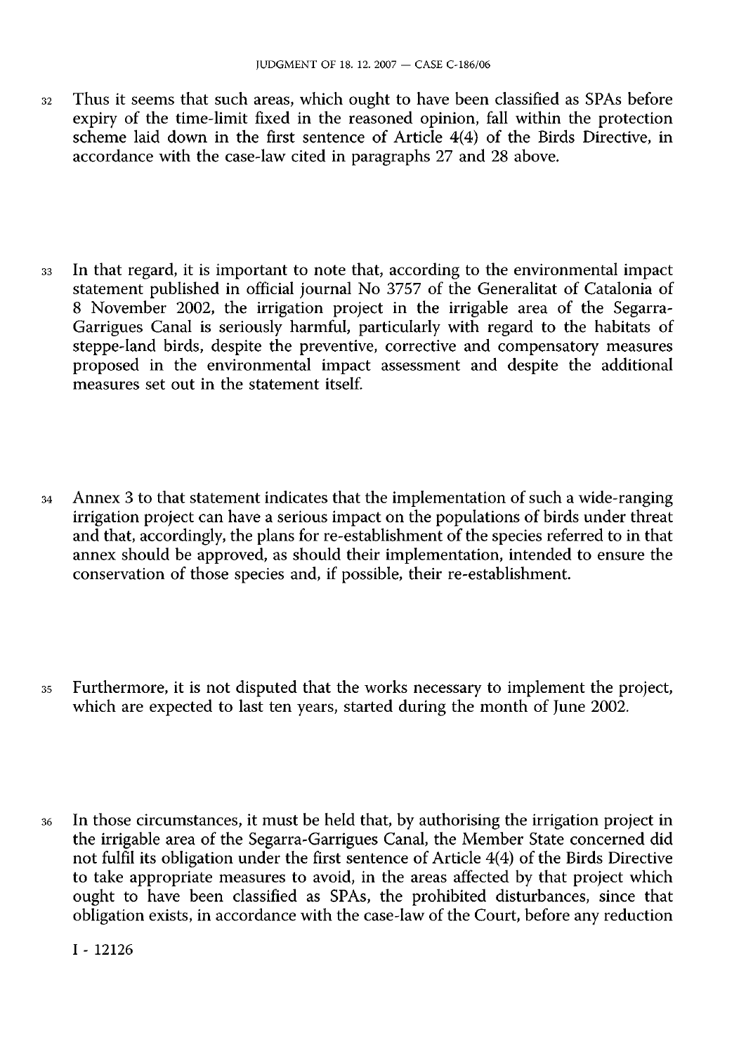32 Thus it seems that such areas, which ought to have been classified as SPAs before expiry of the time-limit fixed in the reasoned opinion, fall within the protection scheme laid down in the first sentence of Article 4(4) of the Birds Directive, in accordance with the case-law cited in paragraphs 27 and 28 above.

33 In that regard, it is important to note that, according to the environmental impact statement published in official journal No 3757 of the Generalitat of Catalonia of 8 November 2002, the irrigation project in the irrigable area of the Segarra-Garrigues Canal is seriously harmful, particularly with regard to the habitats of steppe-land birds, despite the preventive, corrective and compensatory measures proposed in the environmental impact assessment and despite the additional measures set out in the statement itself.

34 Annex 3 to that statement indicates that the implementation of such a wide-ranging irrigation project can have a serious impact on the populations of birds under threat and that, accordingly, the plans for re-establishment of the species referred to in that annex should be approved, as should their implementation, intended to ensure the conservation of those species and, if possible, their re-establishment.

35 Furthermore, it is not disputed that the works necessary to implement the project, which are expected to last ten years, started during the month of June 2002.

36 In those circumstances, it must be held that, by authorising the irrigation project in the irrigable area of the Segarra-Garrigues Canal, the Member State concerned did not fulfil its obligation under the first sentence of Article 4(4) of the Birds Directive to take appropriate measures to avoid, in the areas affected by that project which ought to have been classified as SPAs, the prohibited disturbances, since that obligation exists, in accordance with the case-law of the Court, before any reduction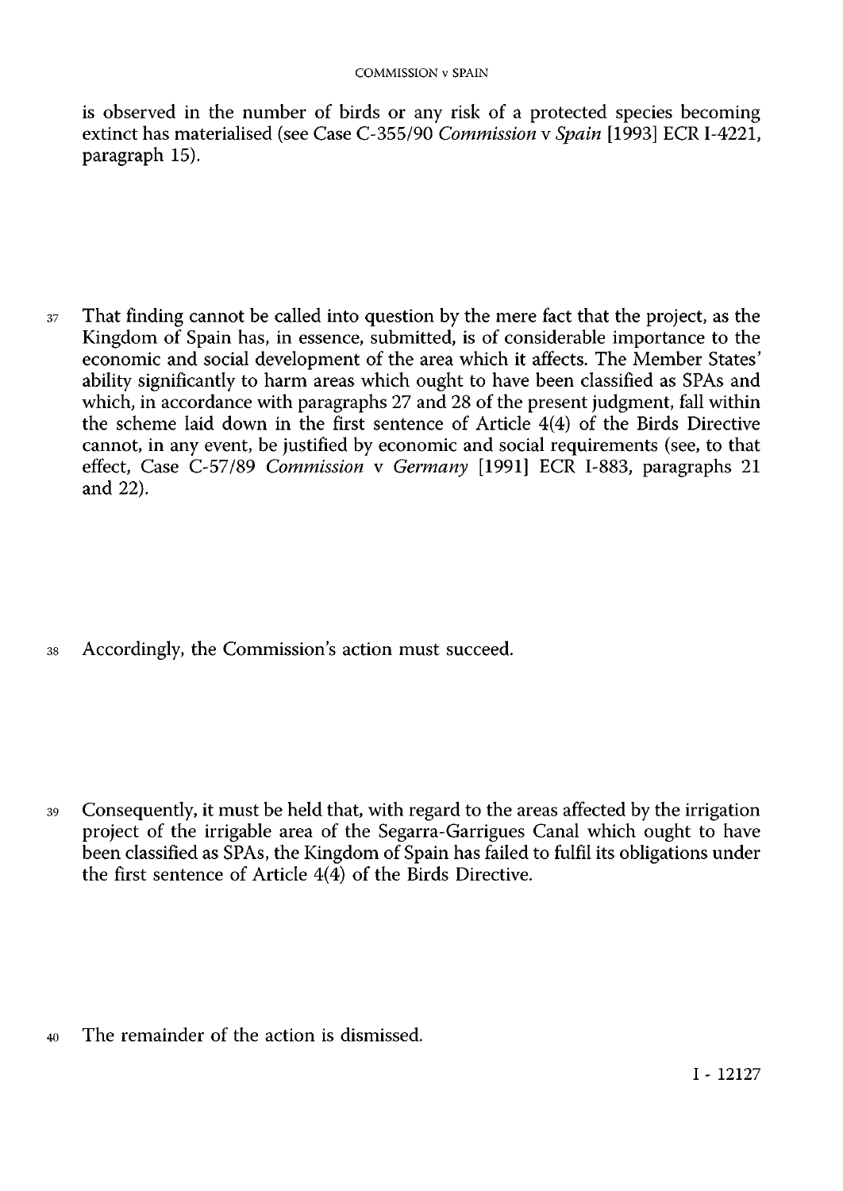is observed in the number of birds or any risk of a protected species becoming extinct has materialised (see Case C-355/90 *Commission* v *Spain* [1993] ECR I-4221, paragraph 15).

37 That finding cannot be called into question by the mere fact that the project, as the Kingdom of Spain has, in essence, submitted, is of considerable importance to the economic and social development of the area which it affects. The Member States' ability significantly to harm areas which ought to have been classified as SPAs and which, in accordance with paragraphs 27 and 28 of the present judgment, fall within the scheme laid down in the first sentence of Article 4(4) of the Birds Directive cannot, in any event, be justified by economic and social requirements (see, to that effect, Case C-57/89 *Commission* v *Germany* [1991] ECR I-883, paragraphs 21 and 22).

38 Accordingly, the Commission's action must succeed.

39 Consequently, it must be held that, with regard to the areas affected by the irrigation project of the irrigable area of the Segarra-Garrigues Canal which ought to have been classified as SPAs, the Kingdom of Spain has failed to fulfil its obligations under the first sentence of Article 4(4) of the Birds Directive.

40 The remainder of the action is dismissed.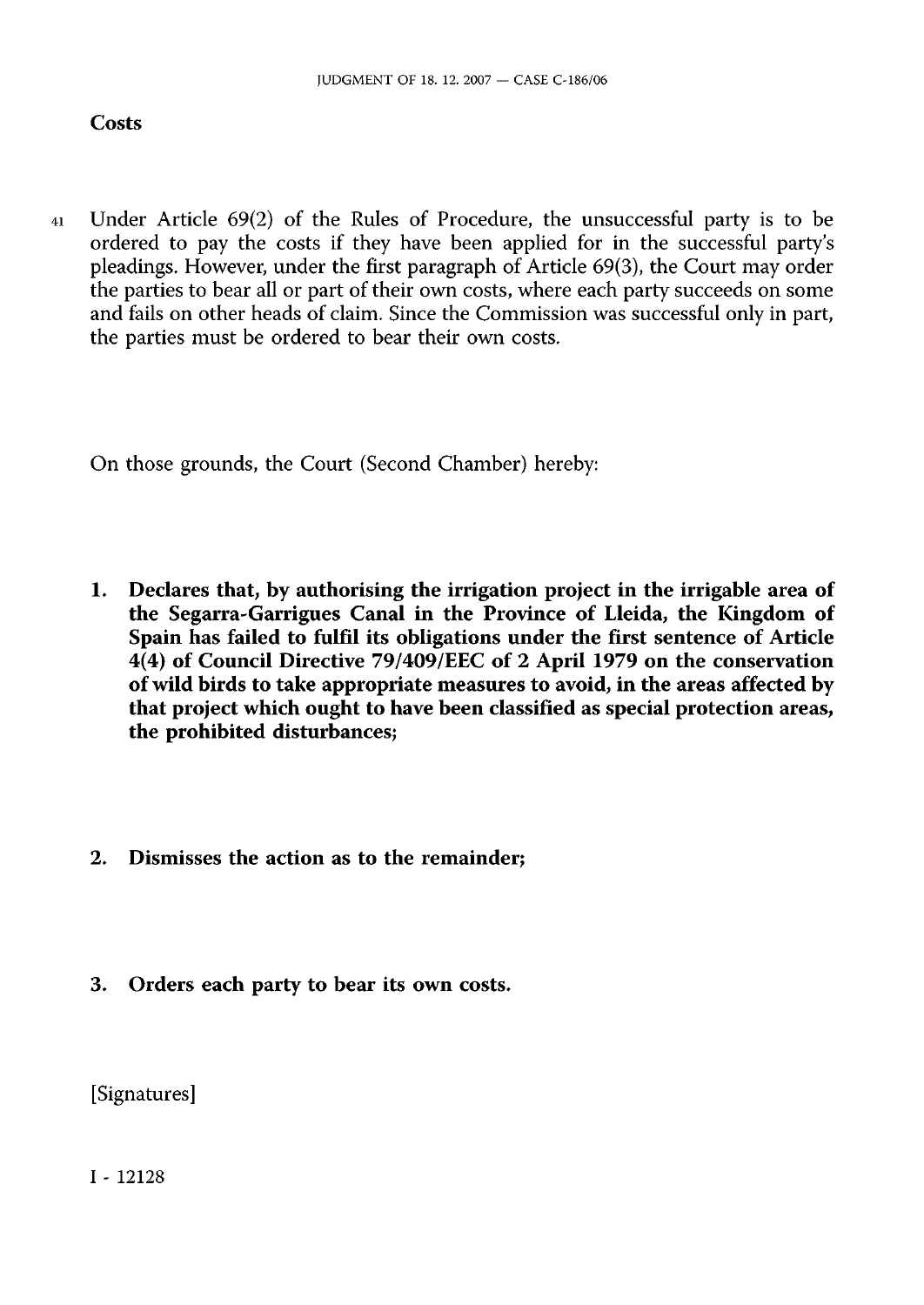## Costs

41 Under Article 69(2) of the Rules of Procedure, the unsuccessful party is to be ordered to pay the costs if they have been applied for in the successful party's pleadings. However, under the first paragraph of Article 69(3), the Court may order the parties to bear all or part of their own costs, where each party succeeds on some and fails on other heads of claim. Since the Commission was successful only in part, the parties must be ordered to bear their own costs.

On those grounds, the Court (Second Chamber) hereby:

**1. Declares that, by authorising the irrigation project in the irrigable area of the Segarra-Garrigues Canal in the Province of Lleida, the Kingdom of Spain has failed to fulfil its obligations under the first sentence of Article 4(4) of Council Directive 79/409/EEC of 2 April 1979 on the conservation of wild birds to take appropriate measures to avoid, in the areas affected by that project which ought to have been classified as special protection areas, the prohibited disturbances;**

**2. Dismisses the action as to the remainder;**

**3. Orders each party to bear its own costs.**

[Signatures]